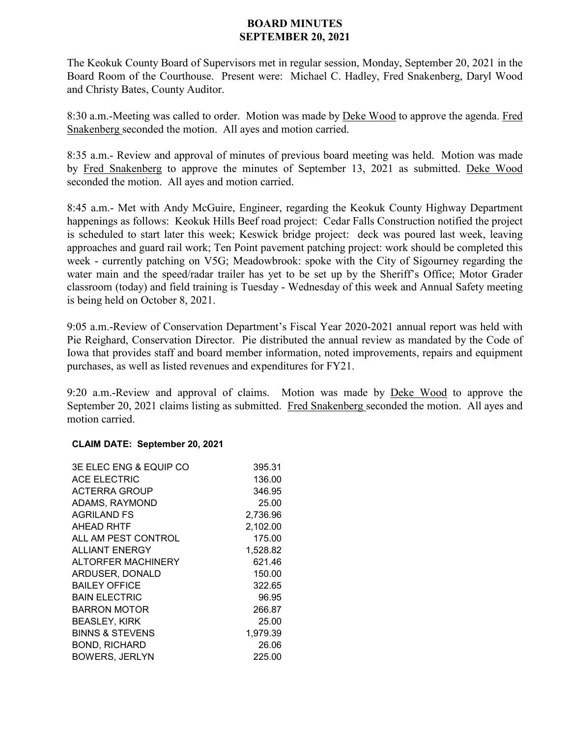# BOARD MINUTES
# SEPTEMBER 20, 2021

The Keokuk County Board of Supervisors met in regular session, Monday, September 20, 2021 in the Board Room of the Courthouse. Present were: Michael C. Hadley, Fred Snakenberg, Daryl Wood and Christy Bates, County Auditor.

8:30 a.m.-Meeting was called to order. Motion was made by Deke Wood to approve the agenda. Fred Snakenberg seconded the motion. All ayes and motion carried.

8:35 a.m.- Review and approval of minutes of previous board meeting was held. Motion was made by Fred Snakenberg to approve the minutes of September 13, 2021 as submitted. Deke Wood seconded the motion. All ayes and motion carried.

8:45 a.m.- Met with Andy McGuire, Engineer, regarding the Keokuk County Highway Department happenings as follows: Keokuk Hills Beef road project: Cedar Falls Construction notified the project is scheduled to start later this week; Keswick bridge project: deck was poured last week, leaving approaches and guard rail work; Ten Point pavement patching project: work should be completed this week - currently patching on V5G; Meadowbrook: spoke with the City of Sigourney regarding the water main and the speed/radar trailer has yet to be set up by the Sheriff's Office; Motor Grader classroom (today) and field training is Tuesday - Wednesday of this week and Annual Safety meeting is being held on October 8, 2021.

9:05 a.m.-Review of Conservation Department's Fiscal Year 2020-2021 annual report was held with Pie Reighard, Conservation Director. Pie distributed the annual review as mandated by the Code of Iowa that provides staff and board member information, noted improvements, repairs and equipment purchases, as well as listed revenues and expenditures for FY21.

9:20 a.m.-Review and approval of claims. Motion was made by Deke Wood to approve the September 20, 2021 claims listing as submitted. Fred Snakenberg seconded the motion. All ayes and motion carried.

**CLAIM DATE: September 20, 2021**

| | |
|---|---:|
| 3E ELEC ENG & EQUIP CO | 395.31 |
| ACE ELECTRIC | 136.00 |
| ACTERRA GROUP | 346.95 |
| ADAMS, RAYMOND | 25.00 |
| AGRILAND FS | 2,736.96 |
| AHEAD RHTF | 2,102.00 |
| ALL AM PEST CONTROL | 175.00 |
| ALLIANT ENERGY | 1,528.82 |
| ALTORFER MACHINERY | 621.46 |
| ARDUSER, DONALD | 150.00 |
| BAILEY OFFICE | 322.65 |
| BAIN ELECTRIC | 96.95 |
| BARRON MOTOR | 266.87 |
| BEASLEY, KIRK | 25.00 |
| BINNS & STEVENS | 1,979.39 |
| BOND, RICHARD | 26.06 |
| BOWERS, JERLYN | 225.00 |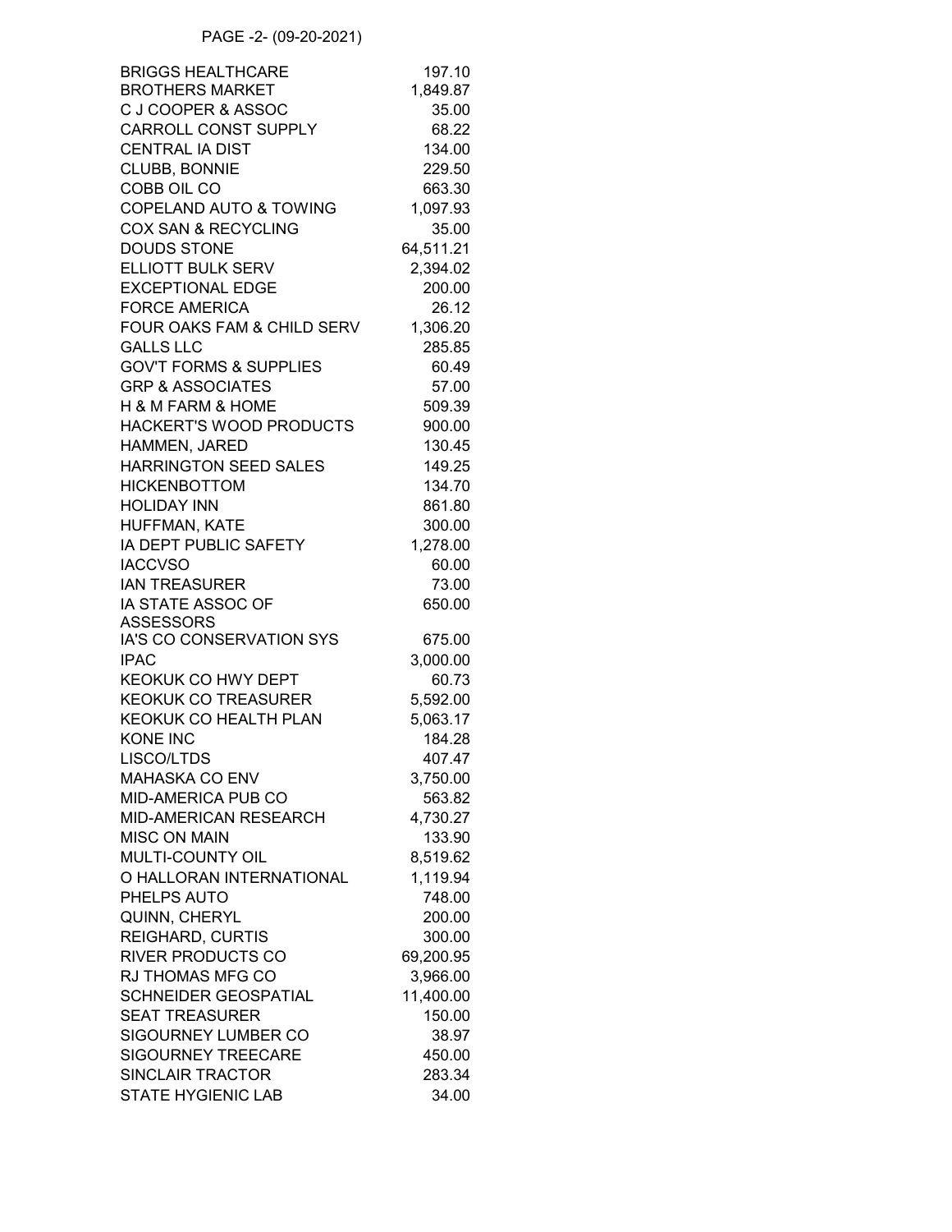PAGE -2- (09-20-2021)

| Vendor | Amount |
|---|---|
| BRIGGS HEALTHCARE | 197.10 |
| BROTHERS MARKET | 1,849.87 |
| C J COOPER & ASSOC | 35.00 |
| CARROLL CONST SUPPLY | 68.22 |
| CENTRAL IA DIST | 134.00 |
| CLUBB, BONNIE | 229.50 |
| COBB OIL CO | 663.30 |
| COPELAND AUTO & TOWING | 1,097.93 |
| COX SAN & RECYCLING | 35.00 |
| DOUDS STONE | 64,511.21 |
| ELLIOTT BULK SERV | 2,394.02 |
| EXCEPTIONAL EDGE | 200.00 |
| FORCE AMERICA | 26.12 |
| FOUR OAKS FAM & CHILD SERV | 1,306.20 |
| GALLS LLC | 285.85 |
| GOV'T FORMS & SUPPLIES | 60.49 |
| GRP & ASSOCIATES | 57.00 |
| H & M FARM & HOME | 509.39 |
| HACKERT'S WOOD PRODUCTS | 900.00 |
| HAMMEN, JARED | 130.45 |
| HARRINGTON SEED SALES | 149.25 |
| HICKENBOTTOM | 134.70 |
| HOLIDAY INN | 861.80 |
| HUFFMAN, KATE | 300.00 |
| IA DEPT PUBLIC SAFETY | 1,278.00 |
| IACCVSO | 60.00 |
| IAN TREASURER | 73.00 |
| IA STATE ASSOC OF ASSESSORS | 650.00 |
| IA'S CO CONSERVATION SYS | 675.00 |
| IPAC | 3,000.00 |
| KEOKUK CO HWY DEPT | 60.73 |
| KEOKUK CO TREASURER | 5,592.00 |
| KEOKUK CO HEALTH PLAN | 5,063.17 |
| KONE INC | 184.28 |
| LISCO/LTDS | 407.47 |
| MAHASKA CO ENV | 3,750.00 |
| MID-AMERICA PUB CO | 563.82 |
| MID-AMERICAN RESEARCH | 4,730.27 |
| MISC ON MAIN | 133.90 |
| MULTI-COUNTY OIL | 8,519.62 |
| O HALLORAN INTERNATIONAL | 1,119.94 |
| PHELPS AUTO | 748.00 |
| QUINN, CHERYL | 200.00 |
| REIGHARD, CURTIS | 300.00 |
| RIVER PRODUCTS CO | 69,200.95 |
| RJ THOMAS MFG CO | 3,966.00 |
| SCHNEIDER GEOSPATIAL | 11,400.00 |
| SEAT TREASURER | 150.00 |
| SIGOURNEY LUMBER CO | 38.97 |
| SIGOURNEY TREECARE | 450.00 |
| SINCLAIR TRACTOR | 283.34 |
| STATE HYGIENIC LAB | 34.00 |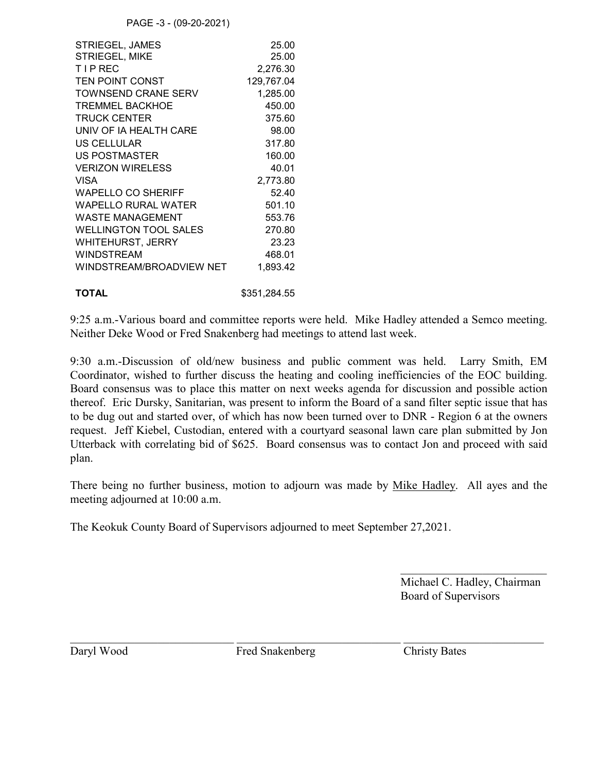PAGE -3 - (09-20-2021)

| | |
|---|---|
| STRIEGEL, JAMES | 25.00 |
| STRIEGEL, MIKE | 25.00 |
| T I P REC | 2,276.30 |
| TEN POINT CONST | 129,767.04 |
| TOWNSEND CRANE SERV | 1,285.00 |
| TREMMEL BACKHOE | 450.00 |
| TRUCK CENTER | 375.60 |
| UNIV OF IA HEALTH CARE | 98.00 |
| US CELLULAR | 317.80 |
| US POSTMASTER | 160.00 |
| VERIZON WIRELESS | 40.01 |
| VISA | 2,773.80 |
| WAPELLO CO SHERIFF | 52.40 |
| WAPELLO RURAL WATER | 501.10 |
| WASTE MANAGEMENT | 553.76 |
| WELLINGTON TOOL SALES | 270.80 |
| WHITEHURST, JERRY | 23.23 |
| WINDSTREAM | 468.01 |
| WINDSTREAM/BROADVIEW NET | 1,893.42 |
| **TOTAL** | $351,284.55 |

9:25 a.m.-Various board and committee reports were held. Mike Hadley attended a Semco meeting. Neither Deke Wood or Fred Snakenberg had meetings to attend last week.

9:30 a.m.-Discussion of old/new business and public comment was held. Larry Smith, EM Coordinator, wished to further discuss the heating and cooling inefficiencies of the EOC building. Board consensus was to place this matter on next weeks agenda for discussion and possible action thereof. Eric Dursky, Sanitarian, was present to inform the Board of a sand filter septic issue that has to be dug out and started over, of which has now been turned over to DNR - Region 6 at the owners request. Jeff Kiebel, Custodian, entered with a courtyard seasonal lawn care plan submitted by Jon Utterback with correlating bid of $625. Board consensus was to contact Jon and proceed with said plan.

There being no further business, motion to adjourn was made by Mike Hadley. All ayes and the meeting adjourned at 10:00 a.m.

The Keokuk County Board of Supervisors adjourned to meet September 27,2021.

\_\_\_\_\_\_\_\_\_\_\_\_\_\_\_\_\_\_\_\_\_\_\_\_\_\_\_
Michael C. Hadley, Chairman
Board of Supervisors

\_\_\_\_\_\_\_\_\_\_\_\_\_\_\_\_\_\_\_\_\_\_\_\_\_\_\_ \_\_\_\_\_\_\_\_\_\_\_\_\_\_\_\_\_\_\_\_\_\_\_\_\_\_\_ \_\_\_\_\_\_\_\_\_\_\_\_\_\_\_\_\_\_\_\_\_\_\_\_\_\_\_

Daryl Wood Fred Snakenberg Christy Bates